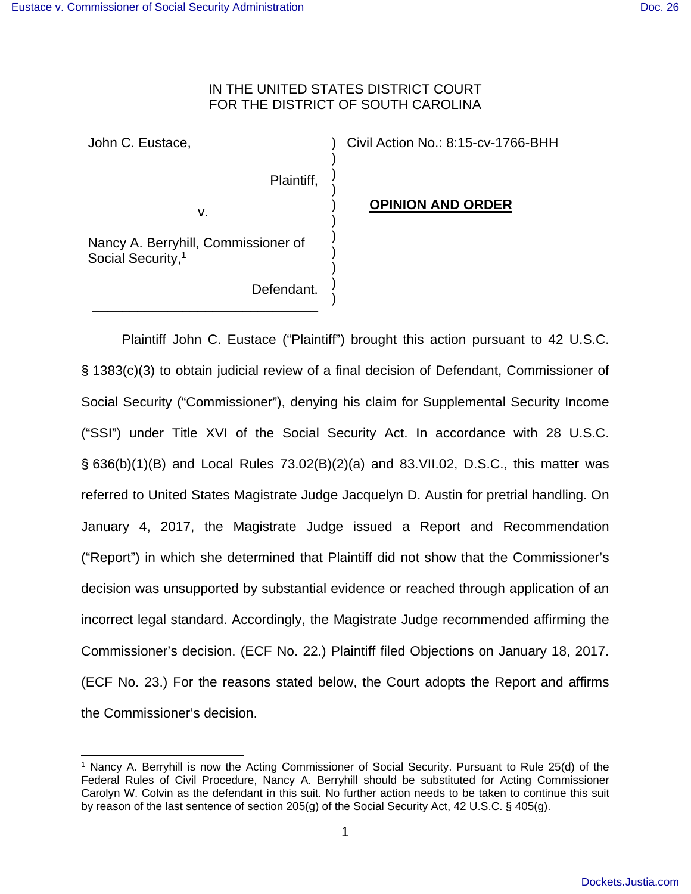IN THE UNITED STATES DISTRICT COURT
FOR THE DISTRICT OF SOUTH CAROLINA

| | | |
|---|---|---|
| John C. Eustace, | ) | Civil Action No.: 8:15-cv-1766-BHH |
| Plaintiff, | ) | |
| v. | ) | **OPINION AND ORDER** |
| Nancy A. Berryhill, Commissioner of Social Security,[1] | ) | |
| Defendant. | ) | |

Plaintiff John C. Eustace ("Plaintiff") brought this action pursuant to 42 U.S.C. § 1383(c)(3) to obtain judicial review of a final decision of Defendant, Commissioner of Social Security ("Commissioner"), denying his claim for Supplemental Security Income ("SSI") under Title XVI of the Social Security Act. In accordance with 28 U.S.C. § 636(b)(1)(B) and Local Rules 73.02(B)(2)(a) and 83.VII.02, D.S.C., this matter was referred to United States Magistrate Judge Jacquelyn D. Austin for pretrial handling. On January 4, 2017, the Magistrate Judge issued a Report and Recommendation ("Report") in which she determined that Plaintiff did not show that the Commissioner's decision was unsupported by substantial evidence or reached through application of an incorrect legal standard. Accordingly, the Magistrate Judge recommended affirming the Commissioner's decision. (ECF No. 22.) Plaintiff filed Objections on January 18, 2017. (ECF No. 23.) For the reasons stated below, the Court adopts the Report and affirms the Commissioner's decision.

[1] Nancy A. Berryhill is now the Acting Commissioner of Social Security. Pursuant to Rule 25(d) of the Federal Rules of Civil Procedure, Nancy A. Berryhill should be substituted for Acting Commissioner Carolyn W. Colvin as the defendant in this suit. No further action needs to be taken to continue this suit by reason of the last sentence of section 205(g) of the Social Security Act, 42 U.S.C. § 405(g).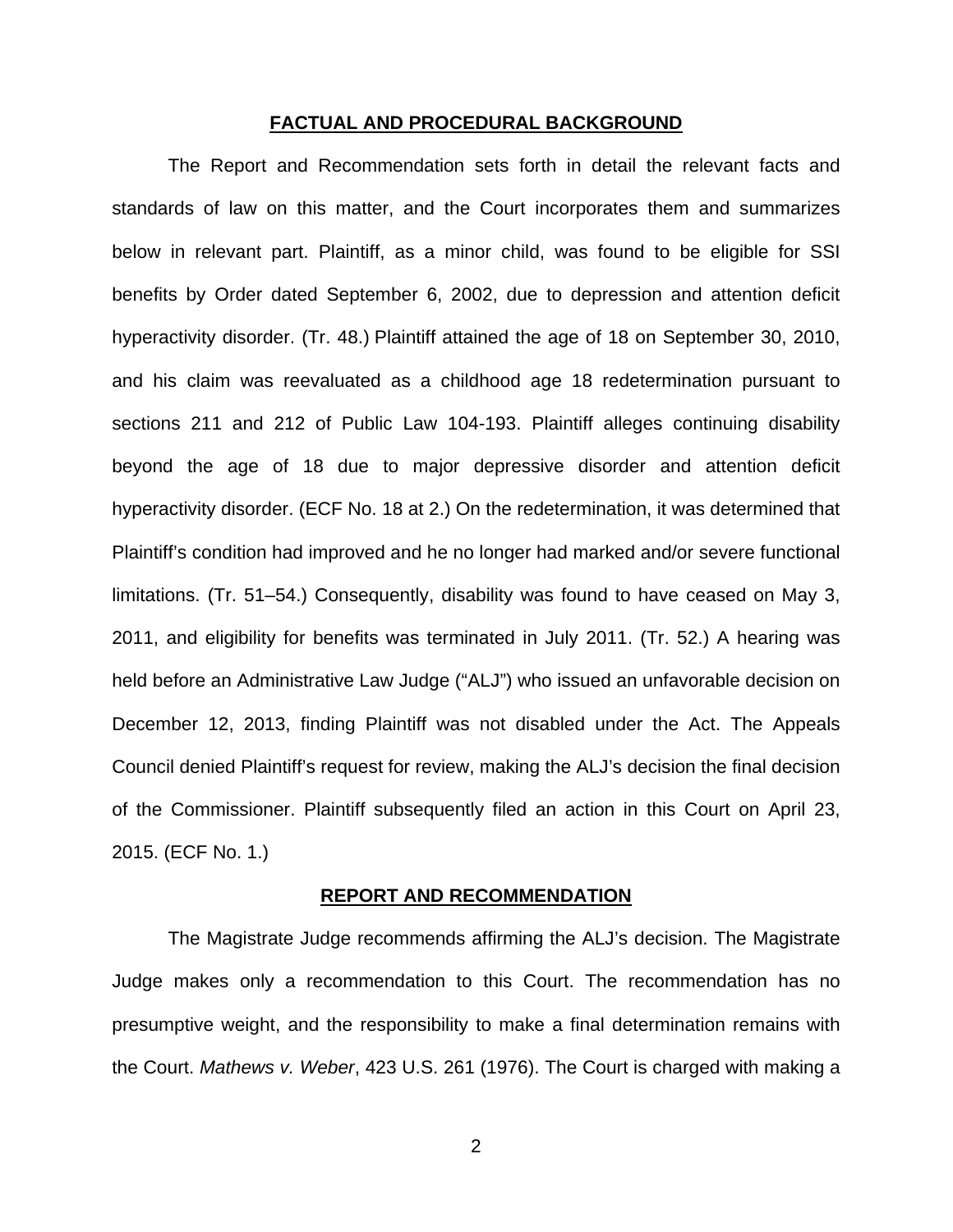## FACTUAL AND PROCEDURAL BACKGROUND

The Report and Recommendation sets forth in detail the relevant facts and standards of law on this matter, and the Court incorporates them and summarizes below in relevant part. Plaintiff, as a minor child, was found to be eligible for SSI benefits by Order dated September 6, 2002, due to depression and attention deficit hyperactivity disorder. (Tr. 48.) Plaintiff attained the age of 18 on September 30, 2010, and his claim was reevaluated as a childhood age 18 redetermination pursuant to sections 211 and 212 of Public Law 104-193. Plaintiff alleges continuing disability beyond the age of 18 due to major depressive disorder and attention deficit hyperactivity disorder. (ECF No. 18 at 2.) On the redetermination, it was determined that Plaintiff's condition had improved and he no longer had marked and/or severe functional limitations. (Tr. 51–54.) Consequently, disability was found to have ceased on May 3, 2011, and eligibility for benefits was terminated in July 2011. (Tr. 52.) A hearing was held before an Administrative Law Judge ("ALJ") who issued an unfavorable decision on December 12, 2013, finding Plaintiff was not disabled under the Act. The Appeals Council denied Plaintiff's request for review, making the ALJ's decision the final decision of the Commissioner. Plaintiff subsequently filed an action in this Court on April 23, 2015. (ECF No. 1.)

## REPORT AND RECOMMENDATION

The Magistrate Judge recommends affirming the ALJ's decision. The Magistrate Judge makes only a recommendation to this Court. The recommendation has no presumptive weight, and the responsibility to make a final determination remains with the Court. *Mathews v. Weber*, 423 U.S. 261 (1976). The Court is charged with making a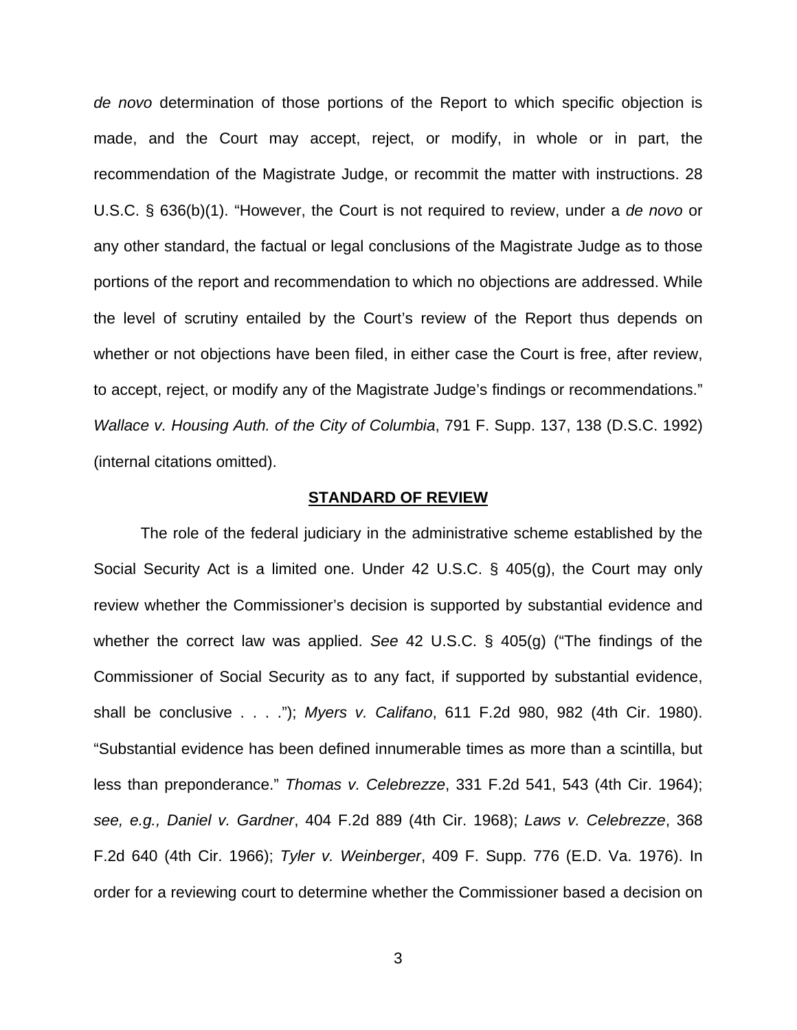*de novo* determination of those portions of the Report to which specific objection is made, and the Court may accept, reject, or modify, in whole or in part, the recommendation of the Magistrate Judge, or recommit the matter with instructions. 28 U.S.C. § 636(b)(1). "However, the Court is not required to review, under a *de novo* or any other standard, the factual or legal conclusions of the Magistrate Judge as to those portions of the report and recommendation to which no objections are addressed. While the level of scrutiny entailed by the Court's review of the Report thus depends on whether or not objections have been filed, in either case the Court is free, after review, to accept, reject, or modify any of the Magistrate Judge's findings or recommendations." *Wallace v. Housing Auth. of the City of Columbia*, 791 F. Supp. 137, 138 (D.S.C. 1992) (internal citations omitted).

## STANDARD OF REVIEW

The role of the federal judiciary in the administrative scheme established by the Social Security Act is a limited one. Under 42 U.S.C. § 405(g), the Court may only review whether the Commissioner's decision is supported by substantial evidence and whether the correct law was applied. *See* 42 U.S.C. § 405(g) ("The findings of the Commissioner of Social Security as to any fact, if supported by substantial evidence, shall be conclusive . . . ."); *Myers v. Califano*, 611 F.2d 980, 982 (4th Cir. 1980). "Substantial evidence has been defined innumerable times as more than a scintilla, but less than preponderance." *Thomas v. Celebrezze*, 331 F.2d 541, 543 (4th Cir. 1964); *see, e.g., Daniel v. Gardner*, 404 F.2d 889 (4th Cir. 1968); *Laws v. Celebrezze*, 368 F.2d 640 (4th Cir. 1966); *Tyler v. Weinberger*, 409 F. Supp. 776 (E.D. Va. 1976). In order for a reviewing court to determine whether the Commissioner based a decision on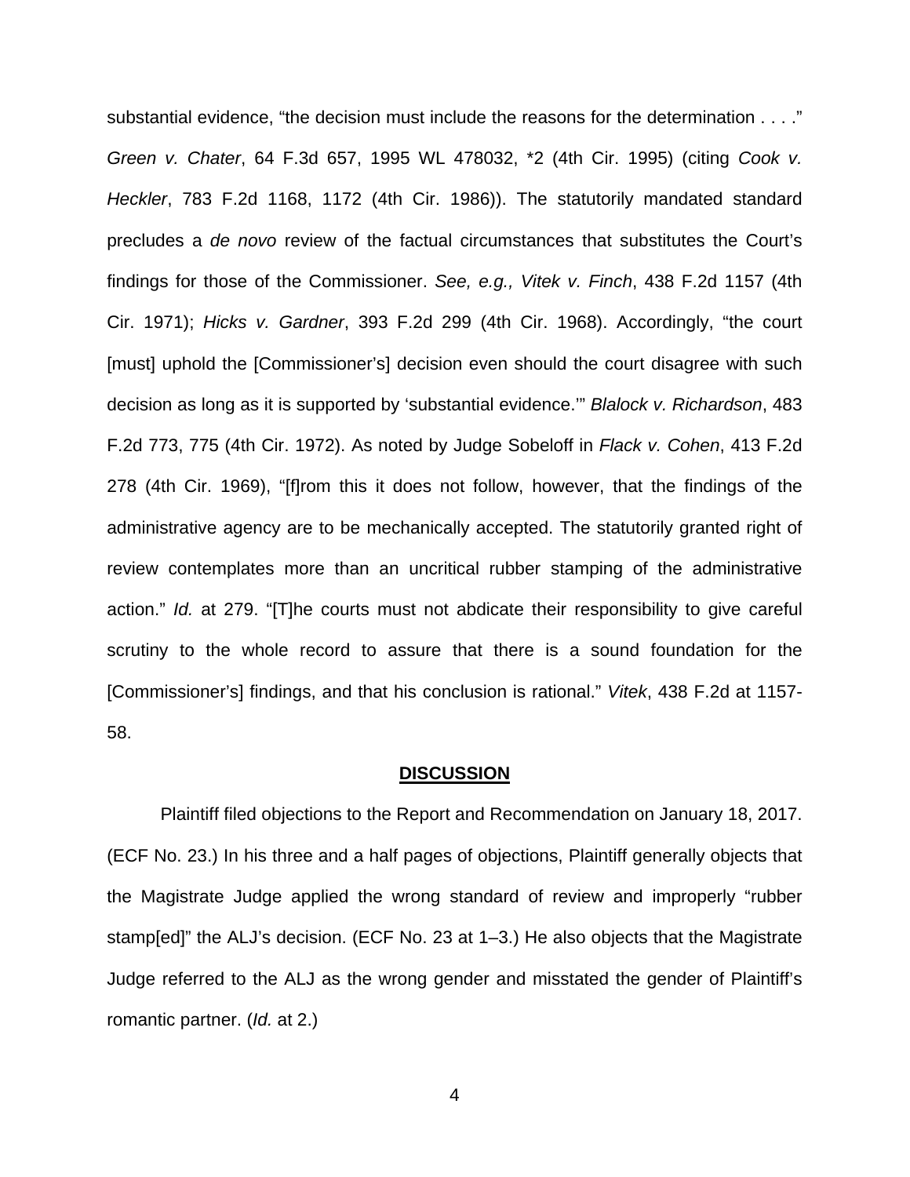substantial evidence, "the decision must include the reasons for the determination . . . ." *Green v. Chater*, 64 F.3d 657, 1995 WL 478032, *2 (4th Cir. 1995) (citing *Cook v. Heckler*, 783 F.2d 1168, 1172 (4th Cir. 1986)). The statutorily mandated standard precludes a *de novo* review of the factual circumstances that substitutes the Court's findings for those of the Commissioner. *See, e.g., Vitek v. Finch*, 438 F.2d 1157 (4th Cir. 1971); *Hicks v. Gardner*, 393 F.2d 299 (4th Cir. 1968). Accordingly, "the court [must] uphold the [Commissioner's] decision even should the court disagree with such decision as long as it is supported by 'substantial evidence.'" *Blalock v. Richardson*, 483 F.2d 773, 775 (4th Cir. 1972). As noted by Judge Sobeloff in *Flack v. Cohen*, 413 F.2d 278 (4th Cir. 1969), "[f]rom this it does not follow, however, that the findings of the administrative agency are to be mechanically accepted. The statutorily granted right of review contemplates more than an uncritical rubber stamping of the administrative action." *Id.* at 279. "[T]he courts must not abdicate their responsibility to give careful scrutiny to the whole record to assure that there is a sound foundation for the [Commissioner's] findings, and that his conclusion is rational." *Vitek*, 438 F.2d at 1157-58.

## DISCUSSION

Plaintiff filed objections to the Report and Recommendation on January 18, 2017. (ECF No. 23.) In his three and a half pages of objections, Plaintiff generally objects that the Magistrate Judge applied the wrong standard of review and improperly "rubber stamp[ed]" the ALJ's decision. (ECF No. 23 at 1–3.) He also objects that the Magistrate Judge referred to the ALJ as the wrong gender and misstated the gender of Plaintiff's romantic partner. (*Id.* at 2.)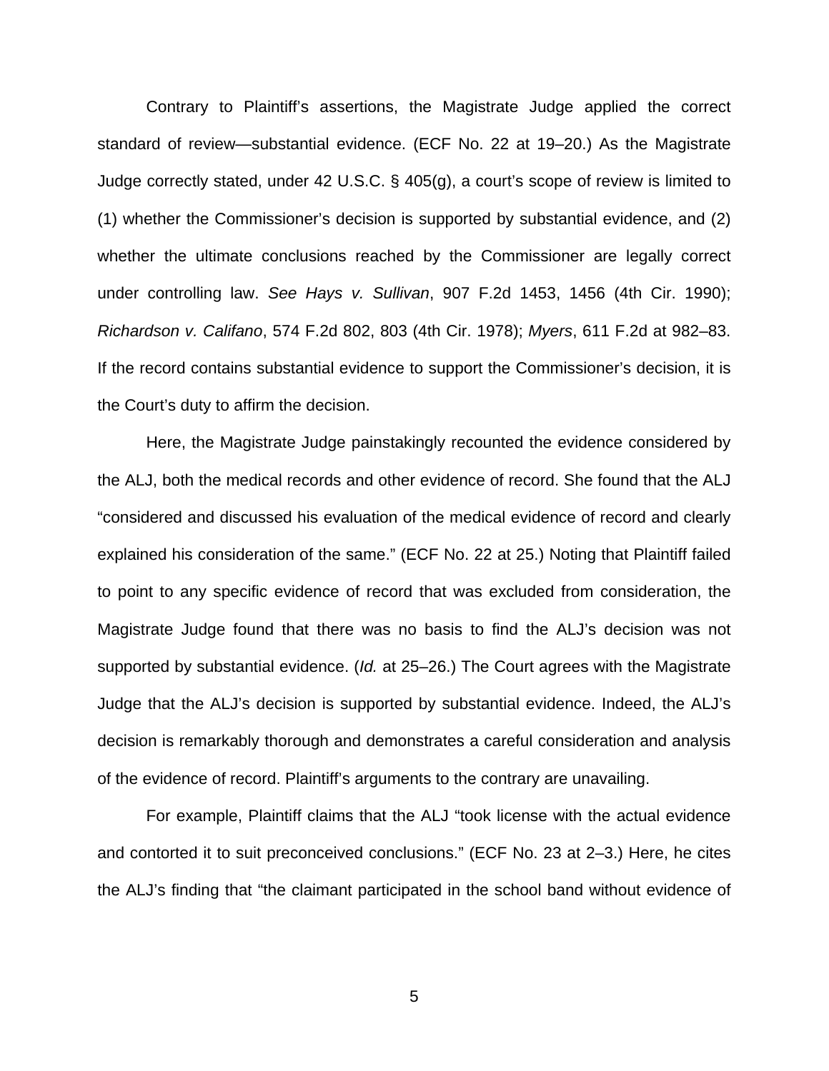Contrary to Plaintiff's assertions, the Magistrate Judge applied the correct standard of review—substantial evidence. (ECF No. 22 at 19–20.) As the Magistrate Judge correctly stated, under 42 U.S.C. § 405(g), a court's scope of review is limited to (1) whether the Commissioner's decision is supported by substantial evidence, and (2) whether the ultimate conclusions reached by the Commissioner are legally correct under controlling law. *See Hays v. Sullivan*, 907 F.2d 1453, 1456 (4th Cir. 1990); *Richardson v. Califano*, 574 F.2d 802, 803 (4th Cir. 1978); *Myers*, 611 F.2d at 982–83. If the record contains substantial evidence to support the Commissioner's decision, it is the Court's duty to affirm the decision.

Here, the Magistrate Judge painstakingly recounted the evidence considered by the ALJ, both the medical records and other evidence of record. She found that the ALJ "considered and discussed his evaluation of the medical evidence of record and clearly explained his consideration of the same." (ECF No. 22 at 25.) Noting that Plaintiff failed to point to any specific evidence of record that was excluded from consideration, the Magistrate Judge found that there was no basis to find the ALJ's decision was not supported by substantial evidence. (*Id.* at 25–26.) The Court agrees with the Magistrate Judge that the ALJ's decision is supported by substantial evidence. Indeed, the ALJ's decision is remarkably thorough and demonstrates a careful consideration and analysis of the evidence of record. Plaintiff's arguments to the contrary are unavailing.

For example, Plaintiff claims that the ALJ "took license with the actual evidence and contorted it to suit preconceived conclusions." (ECF No. 23 at 2–3.) Here, he cites the ALJ's finding that "the claimant participated in the school band without evidence of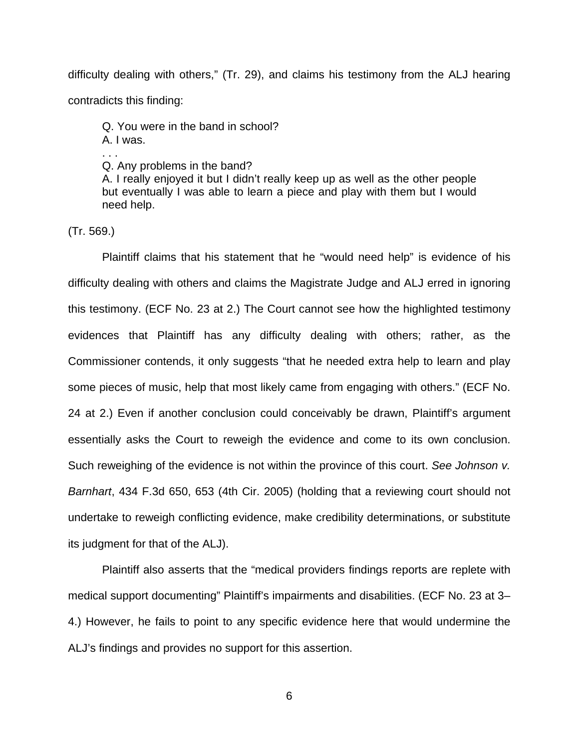difficulty dealing with others," (Tr. 29), and claims his testimony from the ALJ hearing contradicts this finding:

> Q. You were in the band in school?
> A. I was.
> . . .
> Q. Any problems in the band?
> A. I really enjoyed it but I didn't really keep up as well as the other people but eventually I was able to learn a piece and play with them but I would need help.

(Tr. 569.)

Plaintiff claims that his statement that he "would need help" is evidence of his difficulty dealing with others and claims the Magistrate Judge and ALJ erred in ignoring this testimony. (ECF No. 23 at 2.) The Court cannot see how the highlighted testimony evidences that Plaintiff has any difficulty dealing with others; rather, as the Commissioner contends, it only suggests "that he needed extra help to learn and play some pieces of music, help that most likely came from engaging with others." (ECF No. 24 at 2.) Even if another conclusion could conceivably be drawn, Plaintiff's argument essentially asks the Court to reweigh the evidence and come to its own conclusion. Such reweighing of the evidence is not within the province of this court. *See Johnson v. Barnhart*, 434 F.3d 650, 653 (4th Cir. 2005) (holding that a reviewing court should not undertake to reweigh conflicting evidence, make credibility determinations, or substitute its judgment for that of the ALJ).

Plaintiff also asserts that the "medical providers findings reports are replete with medical support documenting" Plaintiff's impairments and disabilities. (ECF No. 23 at 3–4.) However, he fails to point to any specific evidence here that would undermine the ALJ's findings and provides no support for this assertion.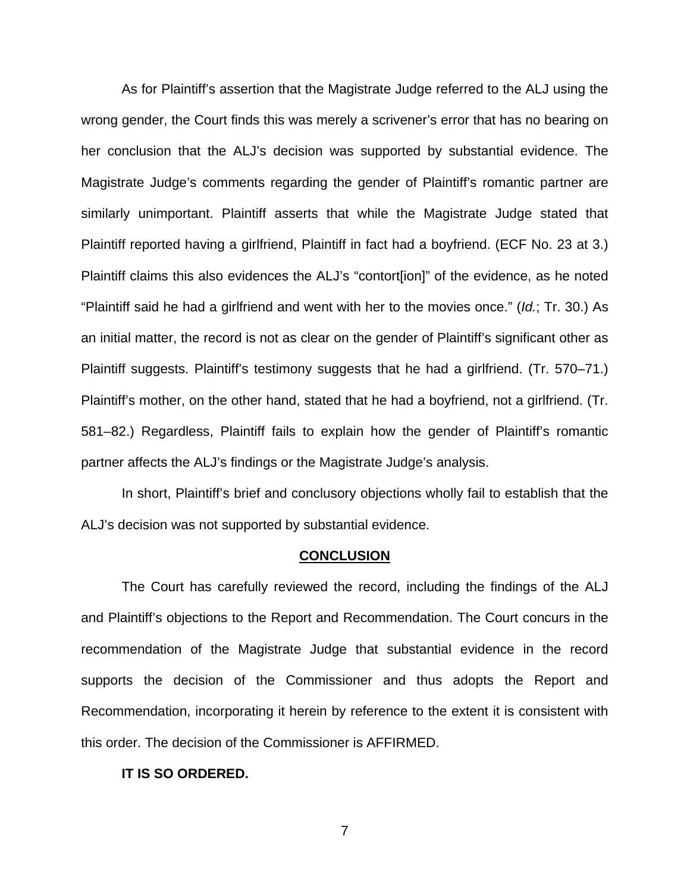As for Plaintiff's assertion that the Magistrate Judge referred to the ALJ using the wrong gender, the Court finds this was merely a scrivener's error that has no bearing on her conclusion that the ALJ's decision was supported by substantial evidence. The Magistrate Judge's comments regarding the gender of Plaintiff's romantic partner are similarly unimportant. Plaintiff asserts that while the Magistrate Judge stated that Plaintiff reported having a girlfriend, Plaintiff in fact had a boyfriend. (ECF No. 23 at 3.) Plaintiff claims this also evidences the ALJ's "contort[ion]" of the evidence, as he noted "Plaintiff said he had a girlfriend and went with her to the movies once." (*Id.*; Tr. 30.) As an initial matter, the record is not as clear on the gender of Plaintiff's significant other as Plaintiff suggests. Plaintiff's testimony suggests that he had a girlfriend. (Tr. 570–71.) Plaintiff's mother, on the other hand, stated that he had a boyfriend, not a girlfriend. (Tr. 581–82.) Regardless, Plaintiff fails to explain how the gender of Plaintiff's romantic partner affects the ALJ's findings or the Magistrate Judge's analysis.

In short, Plaintiff's brief and conclusory objections wholly fail to establish that the ALJ's decision was not supported by substantial evidence.

## CONCLUSION

The Court has carefully reviewed the record, including the findings of the ALJ and Plaintiff's objections to the Report and Recommendation. The Court concurs in the recommendation of the Magistrate Judge that substantial evidence in the record supports the decision of the Commissioner and thus adopts the Report and Recommendation, incorporating it herein by reference to the extent it is consistent with this order. The decision of the Commissioner is AFFIRMED.

**IT IS SO ORDERED.**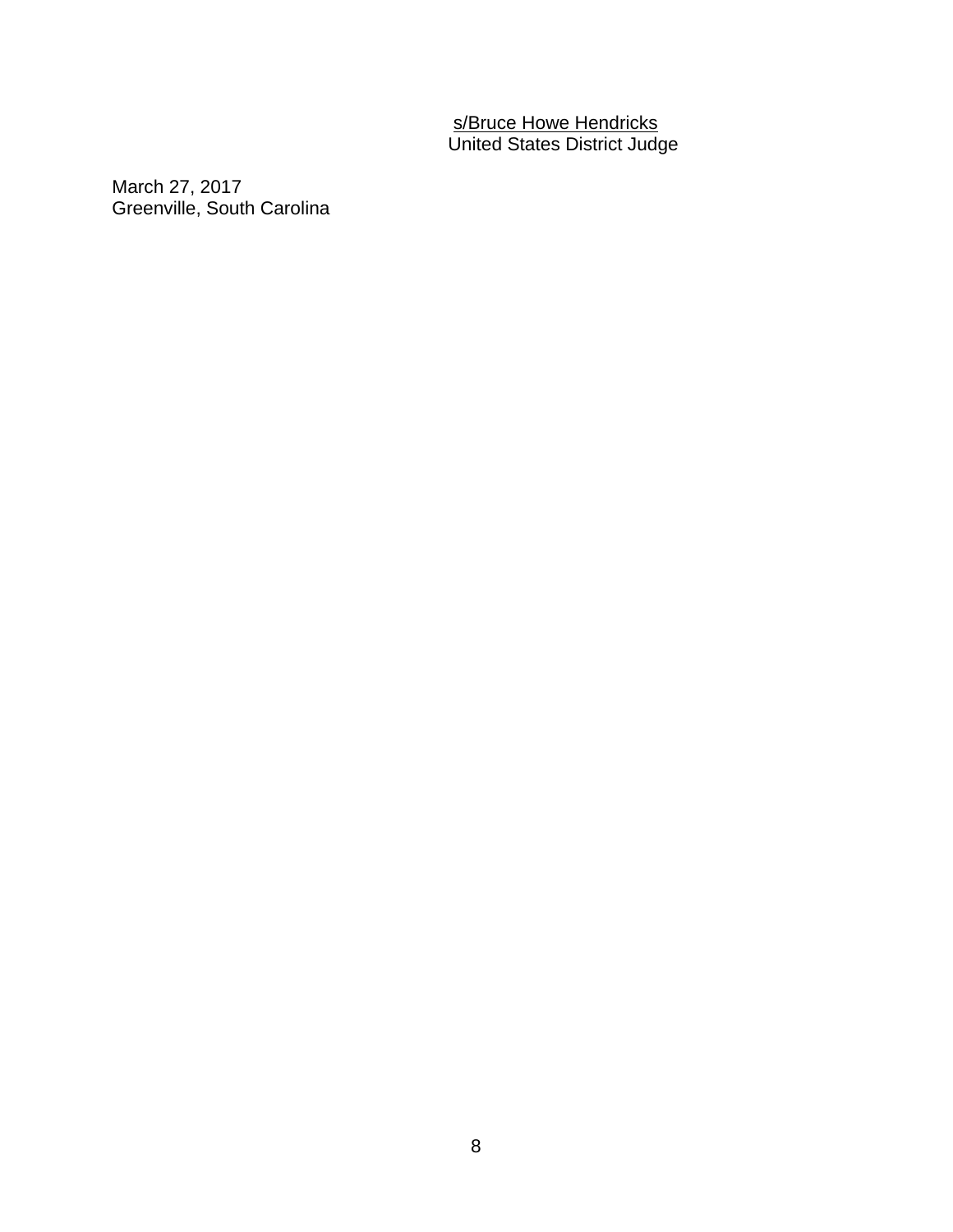s/Bruce Howe Hendricks
United States District Judge

March 27, 2017
Greenville, South Carolina